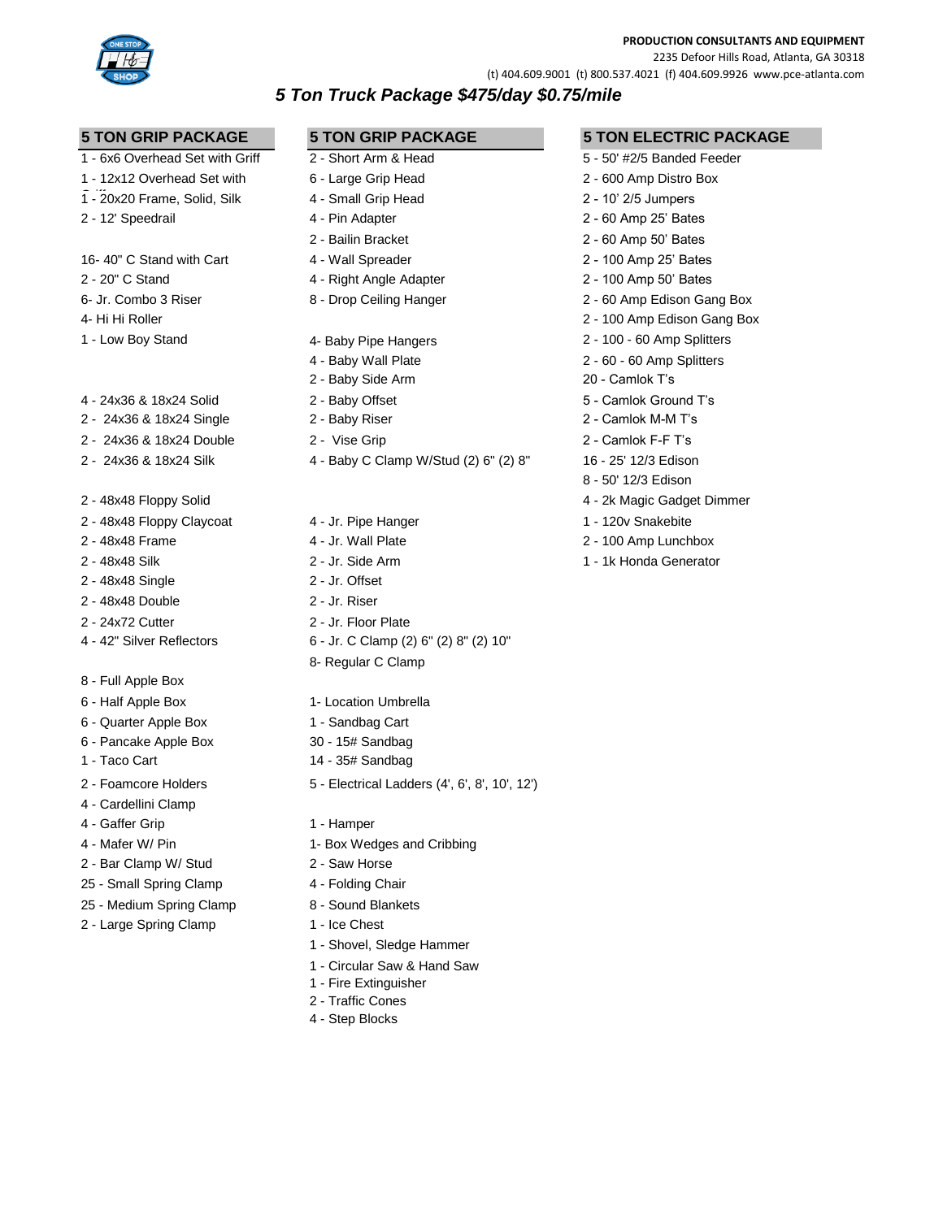**PRODUCTION CONSULTANTS AND EQUIPMENT**
2235 Defoor Hills Road, Atlanta, GA 30318
(t) 404.609.9001 (t) 800.537.4021 (f) 404.609.9926 www.pce-atlanta.com

# *5 Ton Truck Package $475/day $0.75/mile*

## 5 TON GRIP PACKAGE

1 - 6x6 Overhead Set with Griff
1 - 12x12 Overhead Set with Griff
1 - 20x20 Frame, Solid, Silk
2 - 12' Speedrail

16- 40" C Stand with Cart
2 - 20" C Stand
6- Jr. Combo 3 Riser
4- Hi Hi Roller
1 - Low Boy Stand

4 - 24x36 & 18x24 Solid
2 - 24x36 & 18x24 Single
2 - 24x36 & 18x24 Double
2 - 24x36 & 18x24 Silk

2 - 48x48 Floppy Solid
2 - 48x48 Floppy Claycoat
2 - 48x48 Frame
2 - 48x48 Silk
2 - 48x48 Single
2 - 48x48 Double
2 - 24x72 Cutter
4 - 42" Silver Reflectors

8 - Full Apple Box
6 - Half Apple Box
6 - Quarter Apple Box
6 - Pancake Apple Box
1 - Taco Cart
2 - Foamcore Holders
4 - Cardellini Clamp
4 - Gaffer Grip
4 - Mafer W/ Pin
2 - Bar Clamp W/ Stud
25 - Small Spring Clamp
25 - Medium Spring Clamp
2 - Large Spring Clamp

## 5 TON GRIP PACKAGE

2 - Short Arm & Head
6 - Large Grip Head
4 - Small Grip Head
4 - Pin Adapter
2 - Bailin Bracket
4 - Wall Spreader
4 - Right Angle Adapter
8 - Drop Ceiling Hanger

4- Baby Pipe Hangers
4 - Baby Wall Plate
2 - Baby Side Arm
2 - Baby Offset
2 - Baby Riser
2 - Vise Grip
4 - Baby C Clamp W/Stud (2) 6" (2) 8"

4 - Jr. Pipe Hanger
4 - Jr. Wall Plate
2 - Jr. Side Arm
2 - Jr. Offset
2 - Jr. Riser
2 - Jr. Floor Plate
6 - Jr. C Clamp (2) 6" (2) 8" (2) 10"
8- Regular C Clamp

1- Location Umbrella
1 - Sandbag Cart
30 - 15# Sandbag
14 - 35# Sandbag
5 - Electrical Ladders (4', 6', 8', 10', 12')

1 - Hamper
1- Box Wedges and Cribbing
2 - Saw Horse
4 - Folding Chair
8 - Sound Blankets
1 - Ice Chest
1 - Shovel, Sledge Hammer
1 - Circular Saw & Hand Saw
1 - Fire Extinguisher
2 - Traffic Cones
4 - Step Blocks

## 5 TON ELECTRIC PACKAGE

5 - 50' #2/5 Banded Feeder
2 - 600 Amp Distro Box
2 - 10' 2/5 Jumpers
2 - 60 Amp 25' Bates
2 - 60 Amp 50' Bates
2 - 100 Amp 25' Bates
2 - 100 Amp 50' Bates
2 - 60 Amp Edison Gang Box
2 - 100 Amp Edison Gang Box
2 - 100 - 60 Amp Splitters
2 - 60 - 60 Amp Splitters
20 - Camlok T's
5 - Camlok Ground T's
2 - Camlok M-M T's
2 - Camlok F-F T's
16 - 25' 12/3 Edison
8 - 50' 12/3 Edison
4 - 2k Magic Gadget Dimmer
1 - 120v Snakebite
2 - 100 Amp Lunchbox
1 - 1k Honda Generator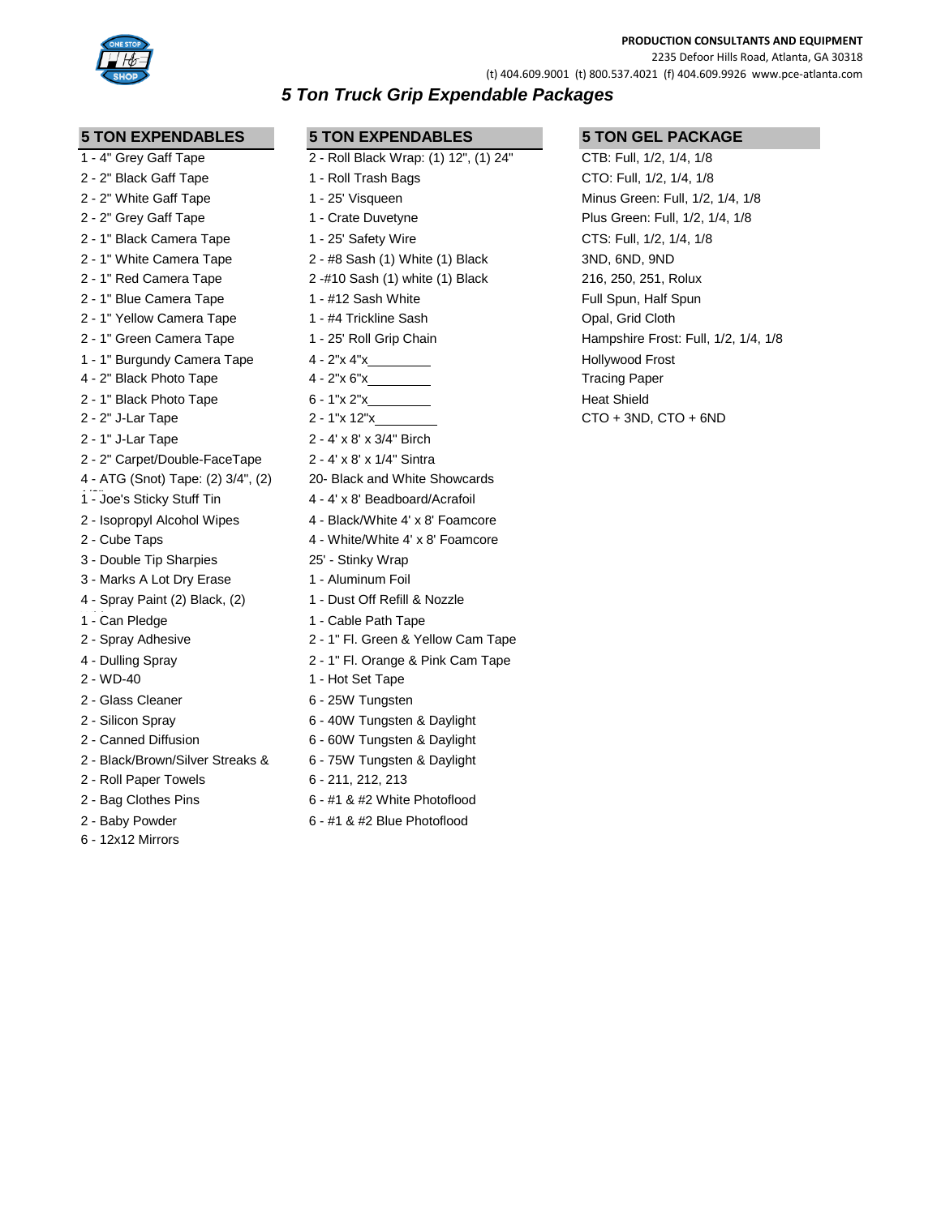**PRODUCTION CONSULTANTS AND EQUIPMENT**
2235 Defoor Hills Road, Atlanta, GA 30318
(t) 404.609.9001 (t) 800.537.4021 (f) 404.609.9926 www.pce-atlanta.com

## *5 Ton Truck Grip Expendable Packages*

### 5 TON EXPENDABLES

1 - 4" Grey Gaff Tape
2 - 2" Black Gaff Tape
2 - 2" White Gaff Tape
2 - 2" Grey Gaff Tape
2 - 1" Black Camera Tape
2 - 1" White Camera Tape
2 - 1" Red Camera Tape
2 - 1" Blue Camera Tape
2 - 1" Yellow Camera Tape
2 - 1" Green Camera Tape
1 - 1" Burgundy Camera Tape
4 - 2" Black Photo Tape
2 - 1" Black Photo Tape
2 - 2" J-Lar Tape
2 - 1" J-Lar Tape
2 - 2" Carpet/Double-FaceTape
4 - ATG (Snot) Tape: (2) 3/4", (2)
1 - Joe's Sticky Stuff Tin
2 - Isopropyl Alcohol Wipes
2 - Cube Taps
3 - Double Tip Sharpies
3 - Marks A Lot Dry Erase
4 - Spray Paint (2) Black, (2)
1 - Can Pledge
2 - Spray Adhesive
4 - Dulling Spray
2 - WD-40
2 - Glass Cleaner
2 - Silicon Spray
2 - Canned Diffusion
2 - Black/Brown/Silver Streaks &
2 - Roll Paper Towels
2 - Bag Clothes Pins
2 - Baby Powder
6 - 12x12 Mirrors

### 5 TON EXPENDABLES

2 - Roll Black Wrap: (1) 12", (1) 24"
1 - Roll Trash Bags
1 - 25' Visqueen
1 - Crate Duvetyne
1 - 25' Safety Wire
2 - #8 Sash (1) White (1) Black
2 -#10 Sash (1) white (1) Black
1 - #12 Sash White
1 - #4 Trickline Sash
1 - 25' Roll Grip Chain
4 - 2"x 4"x\_\_\_\_\_\_\_\_\_
4 - 2"x 6"x\_\_\_\_\_\_\_\_\_
6 - 1"x 2"x\_\_\_\_\_\_\_\_\_
2 - 1"x 12"x\_\_\_\_\_\_\_\_\_
2 - 4' x 8' x 3/4" Birch
2 - 4' x 8' x 1/4" Sintra
20- Black and White Showcards
4 - 4' x 8' Beadboard/Acrafoil
4 - Black/White 4' x 8' Foamcore
4 - White/White 4' x 8' Foamcore
25' - Stinky Wrap
1 - Aluminum Foil
1 - Dust Off Refill & Nozzle
1 - Cable Path Tape
2 - 1" Fl. Green & Yellow Cam Tape
2 - 1" Fl. Orange & Pink Cam Tape
1 - Hot Set Tape
6 - 25W Tungsten
6 - 40W Tungsten & Daylight
6 - 60W Tungsten & Daylight
6 - 75W Tungsten & Daylight
6 - 211, 212, 213
6 - #1 & #2 White Photoflood
6 - #1 & #2 Blue Photoflood

### 5 TON GEL PACKAGE

CTB: Full, 1/2, 1/4, 1/8
CTO: Full, 1/2, 1/4, 1/8
Minus Green: Full, 1/2, 1/4, 1/8
Plus Green: Full, 1/2, 1/4, 1/8
CTS: Full, 1/2, 1/4, 1/8
3ND, 6ND, 9ND
216, 250, 251, Rolux
Full Spun, Half Spun
Opal, Grid Cloth
Hampshire Frost: Full, 1/2, 1/4, 1/8
Hollywood Frost
Tracing Paper
Heat Shield
CTO + 3ND, CTO + 6ND